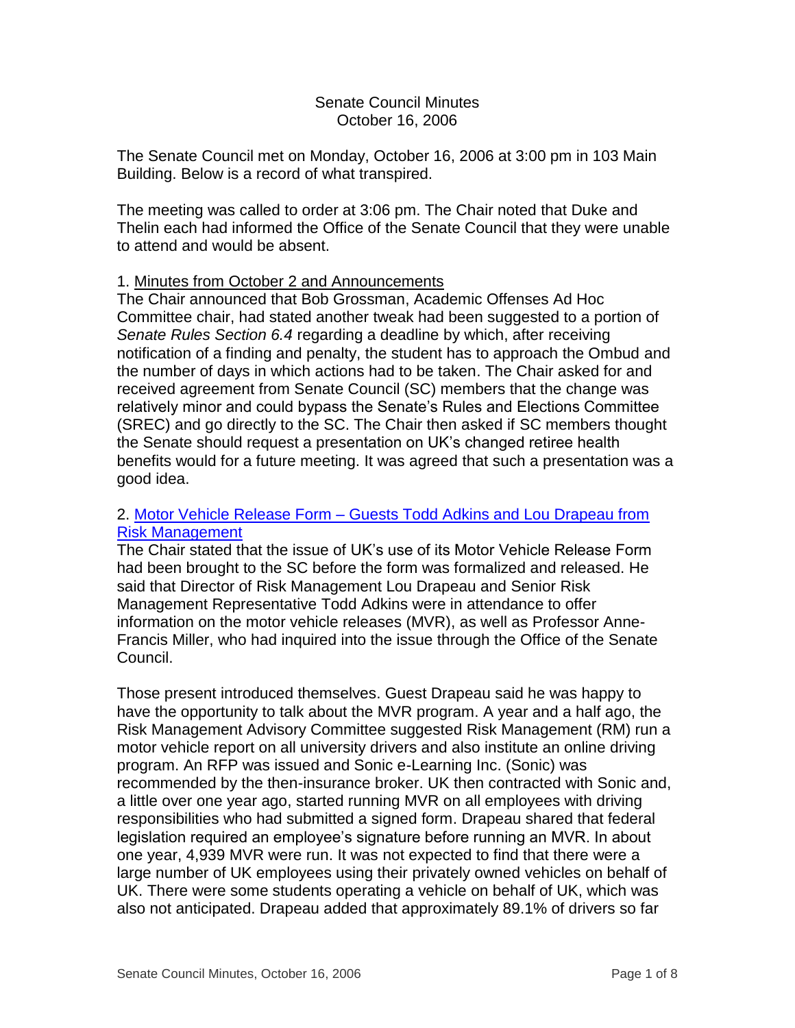# Senate Council Minutes
October 16, 2006

The Senate Council met on Monday, October 16, 2006 at 3:00 pm in 103 Main Building. Below is a record of what transpired.

The meeting was called to order at 3:06 pm. The Chair noted that Duke and Thelin each had informed the Office of the Senate Council that they were unable to attend and would be absent.

1. Minutes from October 2 and Announcements

The Chair announced that Bob Grossman, Academic Offenses Ad Hoc Committee chair, had stated another tweak had been suggested to a portion of *Senate Rules Section 6.4* regarding a deadline by which, after receiving notification of a finding and penalty, the student has to approach the Ombud and the number of days in which actions had to be taken. The Chair asked for and received agreement from Senate Council (SC) members that the change was relatively minor and could bypass the Senate's Rules and Elections Committee (SREC) and go directly to the SC. The Chair then asked if SC members thought the Senate should request a presentation on UK's changed retiree health benefits would for a future meeting. It was agreed that such a presentation was a good idea.

2. Motor Vehicle Release Form – Guests Todd Adkins and Lou Drapeau from Risk Management

The Chair stated that the issue of UK's use of its Motor Vehicle Release Form had been brought to the SC before the form was formalized and released. He said that Director of Risk Management Lou Drapeau and Senior Risk Management Representative Todd Adkins were in attendance to offer information on the motor vehicle releases (MVR), as well as Professor Anne-Francis Miller, who had inquired into the issue through the Office of the Senate Council.

Those present introduced themselves. Guest Drapeau said he was happy to have the opportunity to talk about the MVR program. A year and a half ago, the Risk Management Advisory Committee suggested Risk Management (RM) run a motor vehicle report on all university drivers and also institute an online driving program. An RFP was issued and Sonic e-Learning Inc. (Sonic) was recommended by the then-insurance broker. UK then contracted with Sonic and, a little over one year ago, started running MVR on all employees with driving responsibilities who had submitted a signed form. Drapeau shared that federal legislation required an employee's signature before running an MVR. In about one year, 4,939 MVR were run. It was not expected to find that there were a large number of UK employees using their privately owned vehicles on behalf of UK. There were some students operating a vehicle on behalf of UK, which was also not anticipated. Drapeau added that approximately 89.1% of drivers so far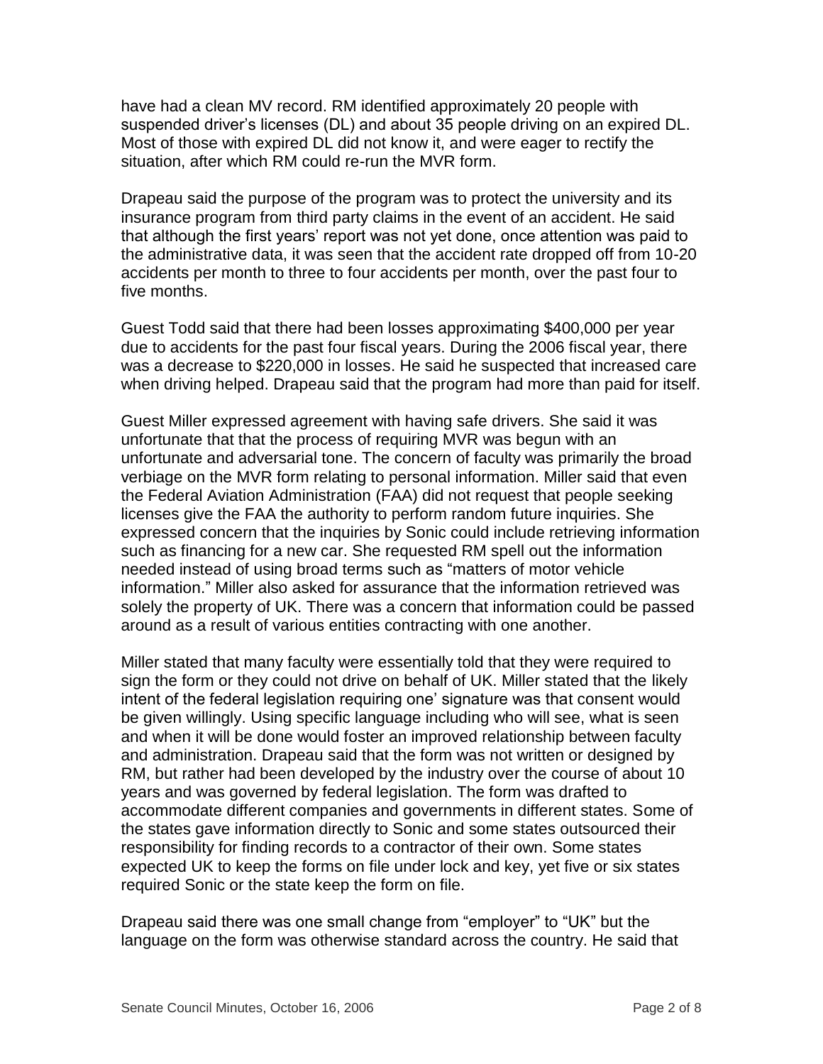have had a clean MV record. RM identified approximately 20 people with suspended driver's licenses (DL) and about 35 people driving on an expired DL. Most of those with expired DL did not know it, and were eager to rectify the situation, after which RM could re-run the MVR form.

Drapeau said the purpose of the program was to protect the university and its insurance program from third party claims in the event of an accident. He said that although the first years' report was not yet done, once attention was paid to the administrative data, it was seen that the accident rate dropped off from 10-20 accidents per month to three to four accidents per month, over the past four to five months.

Guest Todd said that there had been losses approximating $400,000 per year due to accidents for the past four fiscal years. During the 2006 fiscal year, there was a decrease to $220,000 in losses. He said he suspected that increased care when driving helped. Drapeau said that the program had more than paid for itself.

Guest Miller expressed agreement with having safe drivers. She said it was unfortunate that that the process of requiring MVR was begun with an unfortunate and adversarial tone. The concern of faculty was primarily the broad verbiage on the MVR form relating to personal information. Miller said that even the Federal Aviation Administration (FAA) did not request that people seeking licenses give the FAA the authority to perform random future inquiries. She expressed concern that the inquiries by Sonic could include retrieving information such as financing for a new car. She requested RM spell out the information needed instead of using broad terms such as "matters of motor vehicle information." Miller also asked for assurance that the information retrieved was solely the property of UK. There was a concern that information could be passed around as a result of various entities contracting with one another.

Miller stated that many faculty were essentially told that they were required to sign the form or they could not drive on behalf of UK. Miller stated that the likely intent of the federal legislation requiring one' signature was that consent would be given willingly. Using specific language including who will see, what is seen and when it will be done would foster an improved relationship between faculty and administration. Drapeau said that the form was not written or designed by RM, but rather had been developed by the industry over the course of about 10 years and was governed by federal legislation. The form was drafted to accommodate different companies and governments in different states. Some of the states gave information directly to Sonic and some states outsourced their responsibility for finding records to a contractor of their own. Some states expected UK to keep the forms on file under lock and key, yet five or six states required Sonic or the state keep the form on file.

Drapeau said there was one small change from "employer" to "UK" but the language on the form was otherwise standard across the country. He said that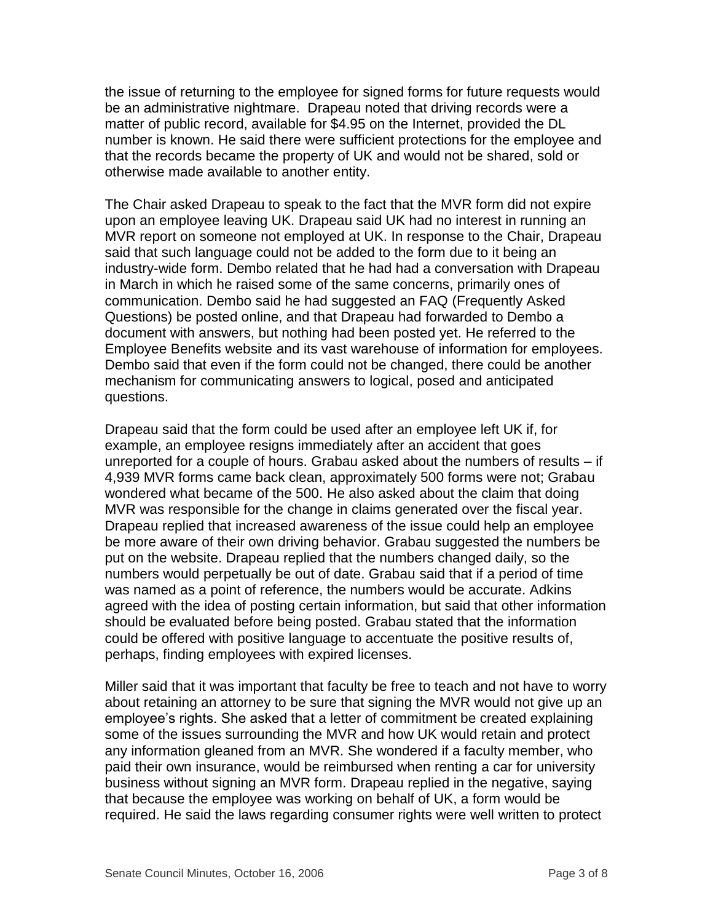the issue of returning to the employee for signed forms for future requests would be an administrative nightmare. Drapeau noted that driving records were a matter of public record, available for $4.95 on the Internet, provided the DL number is known. He said there were sufficient protections for the employee and that the records became the property of UK and would not be shared, sold or otherwise made available to another entity.

The Chair asked Drapeau to speak to the fact that the MVR form did not expire upon an employee leaving UK. Drapeau said UK had no interest in running an MVR report on someone not employed at UK. In response to the Chair, Drapeau said that such language could not be added to the form due to it being an industry-wide form. Dembo related that he had had a conversation with Drapeau in March in which he raised some of the same concerns, primarily ones of communication. Dembo said he had suggested an FAQ (Frequently Asked Questions) be posted online, and that Drapeau had forwarded to Dembo a document with answers, but nothing had been posted yet. He referred to the Employee Benefits website and its vast warehouse of information for employees. Dembo said that even if the form could not be changed, there could be another mechanism for communicating answers to logical, posed and anticipated questions.

Drapeau said that the form could be used after an employee left UK if, for example, an employee resigns immediately after an accident that goes unreported for a couple of hours. Grabau asked about the numbers of results – if 4,939 MVR forms came back clean, approximately 500 forms were not; Grabau wondered what became of the 500. He also asked about the claim that doing MVR was responsible for the change in claims generated over the fiscal year. Drapeau replied that increased awareness of the issue could help an employee be more aware of their own driving behavior. Grabau suggested the numbers be put on the website. Drapeau replied that the numbers changed daily, so the numbers would perpetually be out of date. Grabau said that if a period of time was named as a point of reference, the numbers would be accurate. Adkins agreed with the idea of posting certain information, but said that other information should be evaluated before being posted. Grabau stated that the information could be offered with positive language to accentuate the positive results of, perhaps, finding employees with expired licenses.

Miller said that it was important that faculty be free to teach and not have to worry about retaining an attorney to be sure that signing the MVR would not give up an employee's rights. She asked that a letter of commitment be created explaining some of the issues surrounding the MVR and how UK would retain and protect any information gleaned from an MVR. She wondered if a faculty member, who paid their own insurance, would be reimbursed when renting a car for university business without signing an MVR form. Drapeau replied in the negative, saying that because the employee was working on behalf of UK, a form would be required. He said the laws regarding consumer rights were well written to protect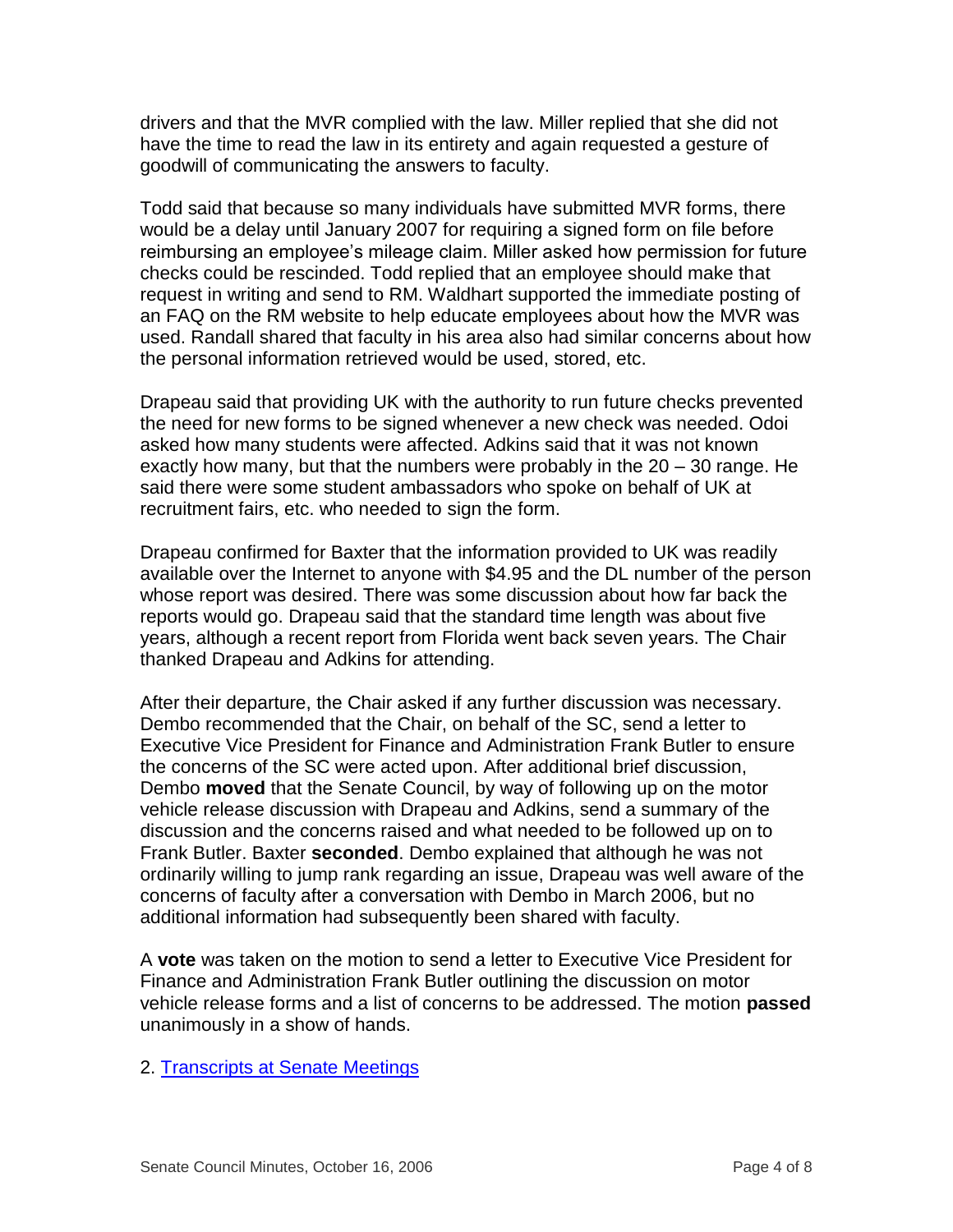drivers and that the MVR complied with the law. Miller replied that she did not have the time to read the law in its entirety and again requested a gesture of goodwill of communicating the answers to faculty.

Todd said that because so many individuals have submitted MVR forms, there would be a delay until January 2007 for requiring a signed form on file before reimbursing an employee's mileage claim. Miller asked how permission for future checks could be rescinded. Todd replied that an employee should make that request in writing and send to RM. Waldhart supported the immediate posting of an FAQ on the RM website to help educate employees about how the MVR was used. Randall shared that faculty in his area also had similar concerns about how the personal information retrieved would be used, stored, etc.

Drapeau said that providing UK with the authority to run future checks prevented the need for new forms to be signed whenever a new check was needed. Odoi asked how many students were affected. Adkins said that it was not known exactly how many, but that the numbers were probably in the 20 – 30 range. He said there were some student ambassadors who spoke on behalf of UK at recruitment fairs, etc. who needed to sign the form.

Drapeau confirmed for Baxter that the information provided to UK was readily available over the Internet to anyone with $4.95 and the DL number of the person whose report was desired. There was some discussion about how far back the reports would go. Drapeau said that the standard time length was about five years, although a recent report from Florida went back seven years. The Chair thanked Drapeau and Adkins for attending.

After their departure, the Chair asked if any further discussion was necessary. Dembo recommended that the Chair, on behalf of the SC, send a letter to Executive Vice President for Finance and Administration Frank Butler to ensure the concerns of the SC were acted upon. After additional brief discussion, Dembo **moved** that the Senate Council, by way of following up on the motor vehicle release discussion with Drapeau and Adkins, send a summary of the discussion and the concerns raised and what needed to be followed up on to Frank Butler. Baxter **seconded**. Dembo explained that although he was not ordinarily willing to jump rank regarding an issue, Drapeau was well aware of the concerns of faculty after a conversation with Dembo in March 2006, but no additional information had subsequently been shared with faculty.

A **vote** was taken on the motion to send a letter to Executive Vice President for Finance and Administration Frank Butler outlining the discussion on motor vehicle release forms and a list of concerns to be addressed. The motion **passed** unanimously in a show of hands.

2. Transcripts at Senate Meetings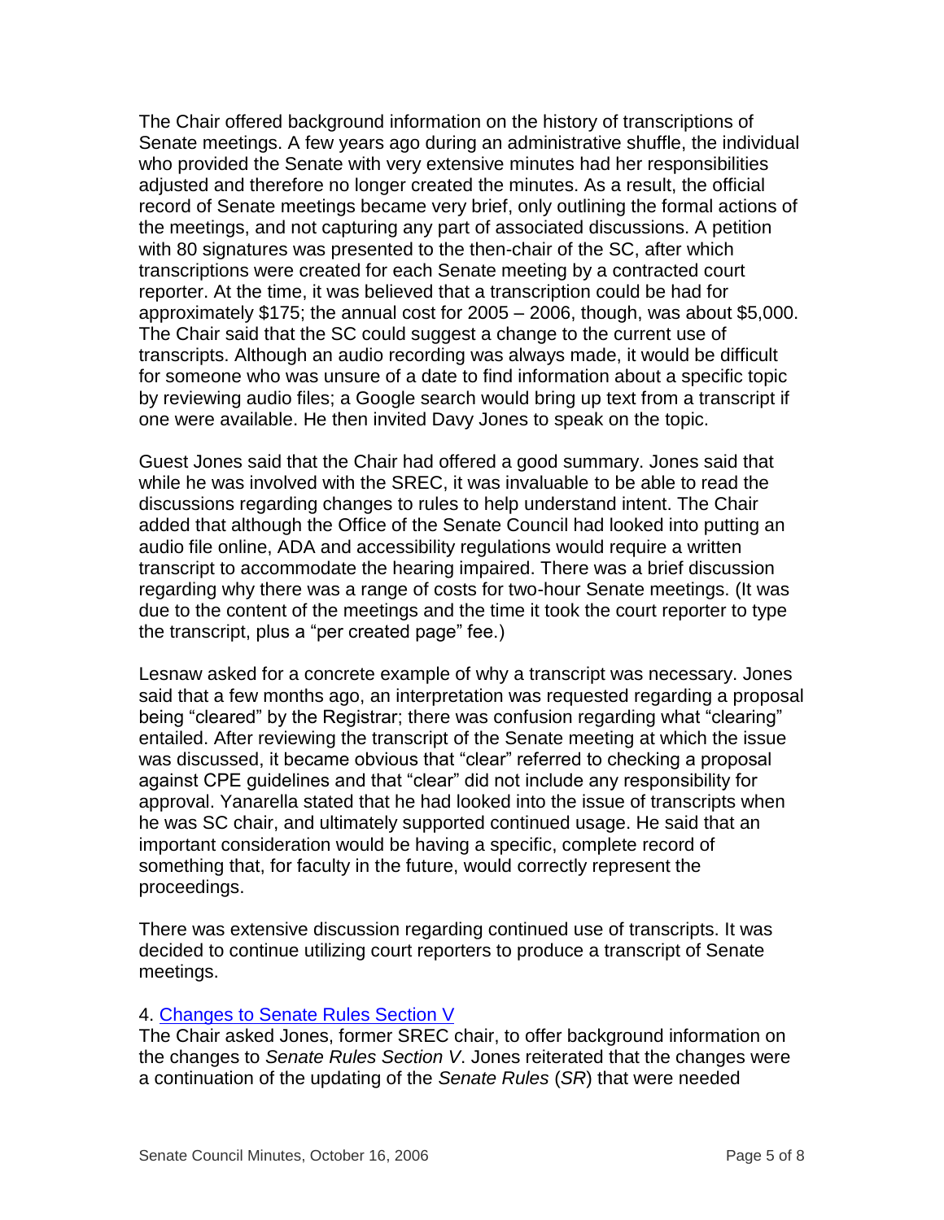The Chair offered background information on the history of transcriptions of Senate meetings. A few years ago during an administrative shuffle, the individual who provided the Senate with very extensive minutes had her responsibilities adjusted and therefore no longer created the minutes. As a result, the official record of Senate meetings became very brief, only outlining the formal actions of the meetings, and not capturing any part of associated discussions. A petition with 80 signatures was presented to the then-chair of the SC, after which transcriptions were created for each Senate meeting by a contracted court reporter. At the time, it was believed that a transcription could be had for approximately $175; the annual cost for 2005 – 2006, though, was about $5,000. The Chair said that the SC could suggest a change to the current use of transcripts. Although an audio recording was always made, it would be difficult for someone who was unsure of a date to find information about a specific topic by reviewing audio files; a Google search would bring up text from a transcript if one were available. He then invited Davy Jones to speak on the topic.

Guest Jones said that the Chair had offered a good summary. Jones said that while he was involved with the SREC, it was invaluable to be able to read the discussions regarding changes to rules to help understand intent. The Chair added that although the Office of the Senate Council had looked into putting an audio file online, ADA and accessibility regulations would require a written transcript to accommodate the hearing impaired. There was a brief discussion regarding why there was a range of costs for two-hour Senate meetings. (It was due to the content of the meetings and the time it took the court reporter to type the transcript, plus a "per created page" fee.)

Lesnaw asked for a concrete example of why a transcript was necessary. Jones said that a few months ago, an interpretation was requested regarding a proposal being "cleared" by the Registrar; there was confusion regarding what "clearing" entailed. After reviewing the transcript of the Senate meeting at which the issue was discussed, it became obvious that "clear" referred to checking a proposal against CPE guidelines and that "clear" did not include any responsibility for approval. Yanarella stated that he had looked into the issue of transcripts when he was SC chair, and ultimately supported continued usage. He said that an important consideration would be having a specific, complete record of something that, for faculty in the future, would correctly represent the proceedings.

There was extensive discussion regarding continued use of transcripts. It was decided to continue utilizing court reporters to produce a transcript of Senate meetings.

4. [Changes to Senate Rules Section V]
The Chair asked Jones, former SREC chair, to offer background information on the changes to *Senate Rules Section V*. Jones reiterated that the changes were a continuation of the updating of the *Senate Rules* (*SR*) that were needed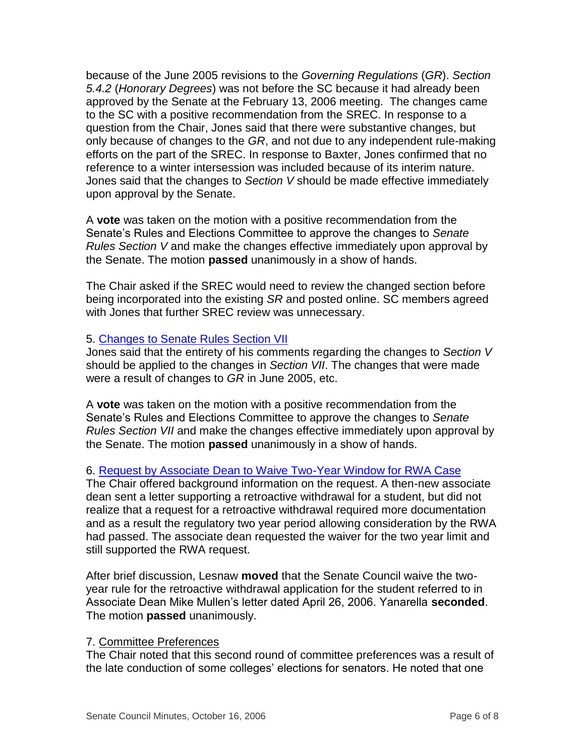because of the June 2005 revisions to the *Governing Regulations* (*GR*). *Section 5.4.2* (*Honorary Degrees*) was not before the SC because it had already been approved by the Senate at the February 13, 2006 meeting. The changes came to the SC with a positive recommendation from the SREC. In response to a question from the Chair, Jones said that there were substantive changes, but only because of changes to the *GR*, and not due to any independent rule-making efforts on the part of the SREC. In response to Baxter, Jones confirmed that no reference to a winter intersession was included because of its interim nature. Jones said that the changes to *Section V* should be made effective immediately upon approval by the Senate.

A **vote** was taken on the motion with a positive recommendation from the Senate's Rules and Elections Committee to approve the changes to *Senate Rules Section V* and make the changes effective immediately upon approval by the Senate. The motion **passed** unanimously in a show of hands.

The Chair asked if the SREC would need to review the changed section before being incorporated into the existing *SR* and posted online. SC members agreed with Jones that further SREC review was unnecessary.

5. Changes to Senate Rules Section VII

Jones said that the entirety of his comments regarding the changes to *Section V* should be applied to the changes in *Section VII*. The changes that were made were a result of changes to *GR* in June 2005, etc.

A **vote** was taken on the motion with a positive recommendation from the Senate's Rules and Elections Committee to approve the changes to *Senate Rules Section VII* and make the changes effective immediately upon approval by the Senate. The motion **passed** unanimously in a show of hands.

6. Request by Associate Dean to Waive Two-Year Window for RWA Case

The Chair offered background information on the request. A then-new associate dean sent a letter supporting a retroactive withdrawal for a student, but did not realize that a request for a retroactive withdrawal required more documentation and as a result the regulatory two year period allowing consideration by the RWA had passed. The associate dean requested the waiver for the two year limit and still supported the RWA request.

After brief discussion, Lesnaw **moved** that the Senate Council waive the two-year rule for the retroactive withdrawal application for the student referred to in Associate Dean Mike Mullen's letter dated April 26, 2006. Yanarella **seconded**. The motion **passed** unanimously.

7. Committee Preferences

The Chair noted that this second round of committee preferences was a result of the late conduction of some colleges' elections for senators. He noted that one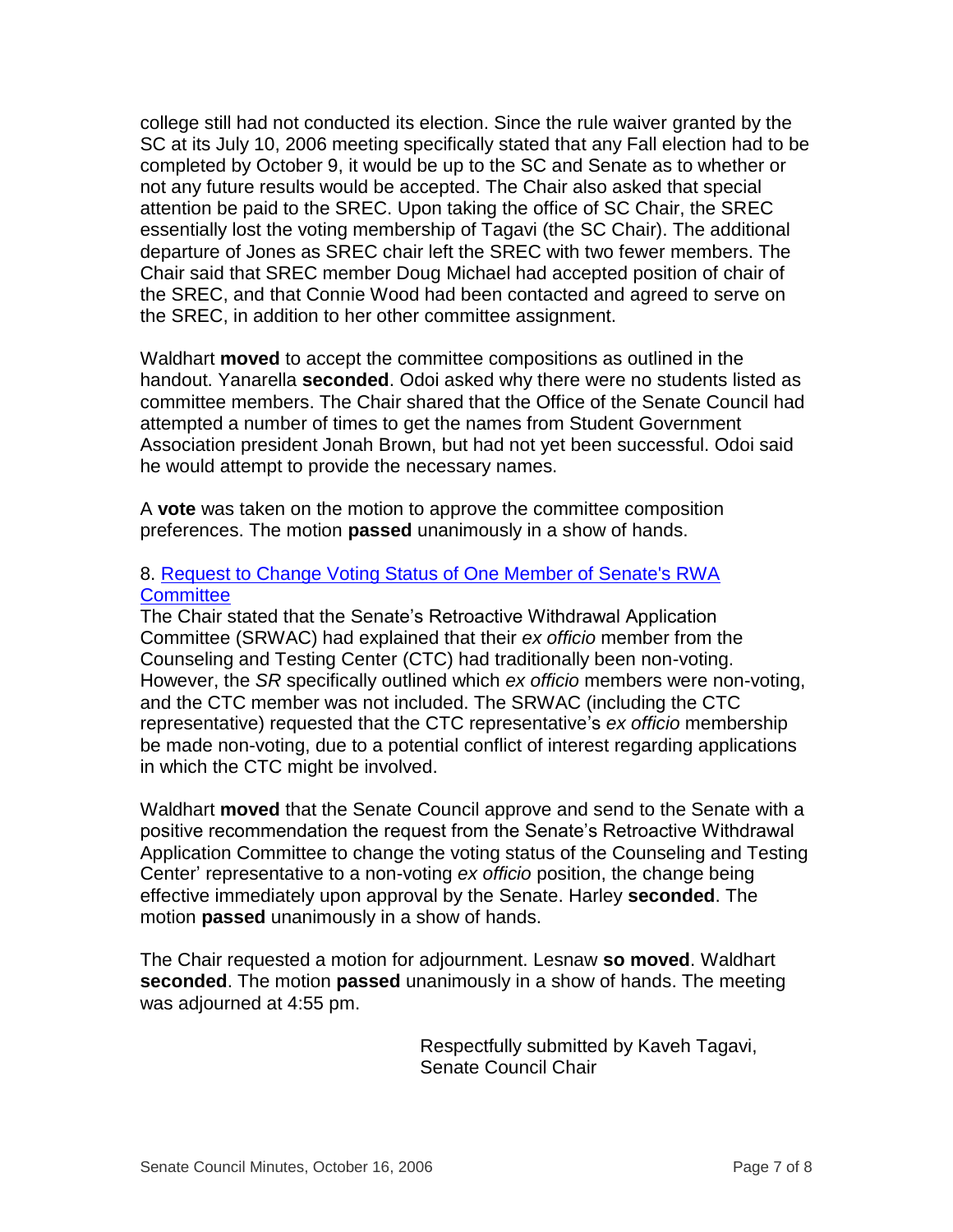college still had not conducted its election. Since the rule waiver granted by the SC at its July 10, 2006 meeting specifically stated that any Fall election had to be completed by October 9, it would be up to the SC and Senate as to whether or not any future results would be accepted. The Chair also asked that special attention be paid to the SREC. Upon taking the office of SC Chair, the SREC essentially lost the voting membership of Tagavi (the SC Chair). The additional departure of Jones as SREC chair left the SREC with two fewer members. The Chair said that SREC member Doug Michael had accepted position of chair of the SREC, and that Connie Wood had been contacted and agreed to serve on the SREC, in addition to her other committee assignment.

Waldhart **moved** to accept the committee compositions as outlined in the handout. Yanarella **seconded**. Odoi asked why there were no students listed as committee members. The Chair shared that the Office of the Senate Council had attempted a number of times to get the names from Student Government Association president Jonah Brown, but had not yet been successful. Odoi said he would attempt to provide the necessary names.

A **vote** was taken on the motion to approve the committee composition preferences. The motion **passed** unanimously in a show of hands.

8. Request to Change Voting Status of One Member of Senate's RWA Committee

The Chair stated that the Senate's Retroactive Withdrawal Application Committee (SRWAC) had explained that their *ex officio* member from the Counseling and Testing Center (CTC) had traditionally been non-voting. However, the *SR* specifically outlined which *ex officio* members were non-voting, and the CTC member was not included. The SRWAC (including the CTC representative) requested that the CTC representative's *ex officio* membership be made non-voting, due to a potential conflict of interest regarding applications in which the CTC might be involved.

Waldhart **moved** that the Senate Council approve and send to the Senate with a positive recommendation the request from the Senate's Retroactive Withdrawal Application Committee to change the voting status of the Counseling and Testing Center' representative to a non-voting *ex officio* position, the change being effective immediately upon approval by the Senate. Harley **seconded**. The motion **passed** unanimously in a show of hands.

The Chair requested a motion for adjournment. Lesnaw **so moved**. Waldhart **seconded**. The motion **passed** unanimously in a show of hands. The meeting was adjourned at 4:55 pm.

Respectfully submitted by Kaveh Tagavi,
Senate Council Chair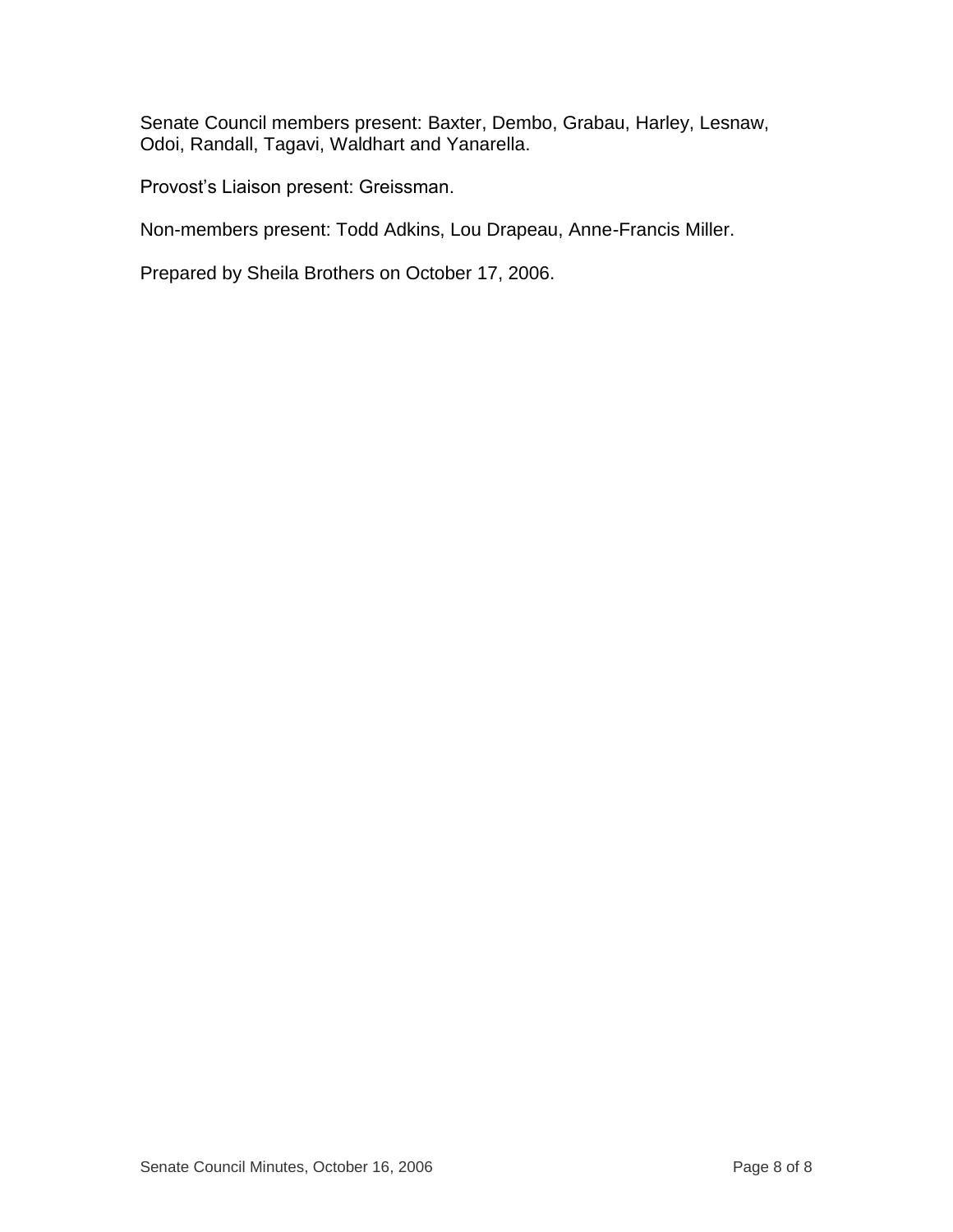Senate Council members present: Baxter, Dembo, Grabau, Harley, Lesnaw, Odoi, Randall, Tagavi, Waldhart and Yanarella.

Provost's Liaison present: Greissman.

Non-members present: Todd Adkins, Lou Drapeau, Anne-Francis Miller.

Prepared by Sheila Brothers on October 17, 2006.